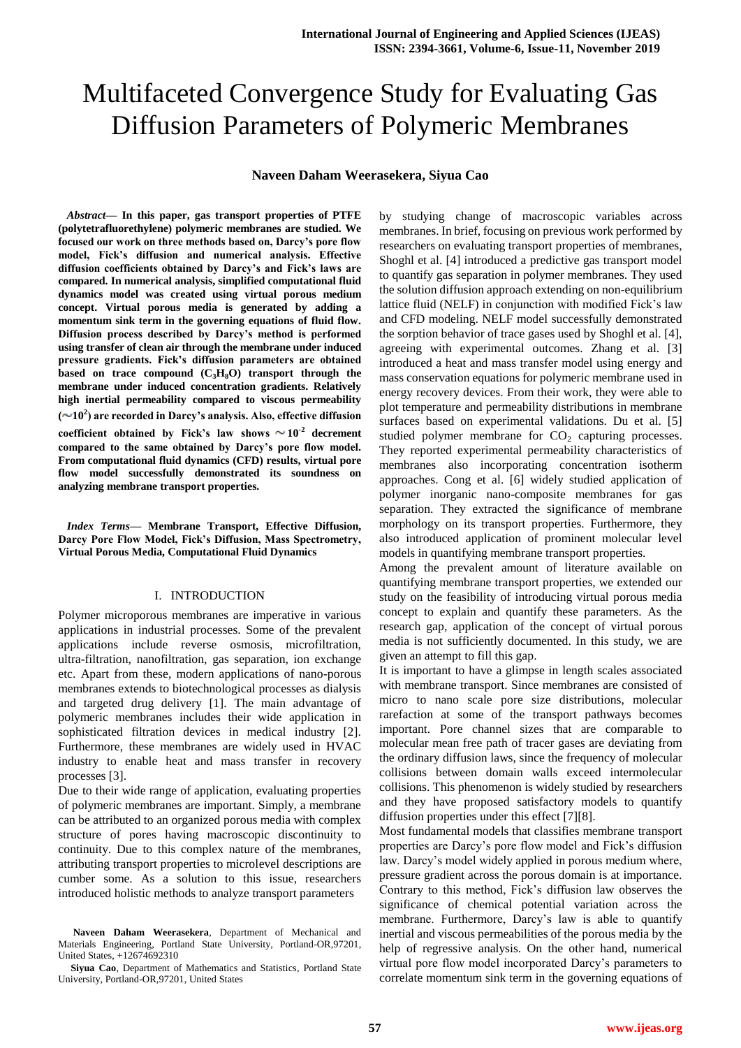# Multifaceted Convergence Study for Evaluating Gas Diffusion Parameters of Polymeric Membranes

**Naveen Daham Weerasekera, Siyua Cao**

***Abstract*— In this paper, gas transport properties of PTFE (polytetrafluorethylene) polymeric membranes are studied. We focused our work on three methods based on, Darcy's pore flow model, Fick's diffusion and numerical analysis. Effective diffusion coefficients obtained by Darcy's and Fick's laws are compared. In numerical analysis, simplified computational fluid dynamics model was created using virtual porous medium concept. Virtual porous media is generated by adding a momentum sink term in the governing equations of fluid flow. Diffusion process described by Darcy's method is performed using transfer of clean air through the membrane under induced pressure gradients. Fick's diffusion parameters are obtained based on trace compound ($C_3H_8O$) transport through the membrane under induced concentration gradients. Relatively high inertial permeability compared to viscous permeability ($\sim 10^2$) are recorded in Darcy's analysis. Also, effective diffusion coefficient obtained by Fick's law shows $\sim 10^{-2}$ decrement compared to the same obtained by Darcy's pore flow model. From computational fluid dynamics (CFD) results, virtual pore flow model successfully demonstrated its soundness on analyzing membrane transport properties.**

***Index Terms*— Membrane Transport, Effective Diffusion, Darcy Pore Flow Model, Fick's Diffusion, Mass Spectrometry, Virtual Porous Media, Computational Fluid Dynamics**

## I. INTRODUCTION

Polymer microporous membranes are imperative in various applications in industrial processes. Some of the prevalent applications include reverse osmosis, microfiltration, ultra-filtration, nanofiltration, gas separation, ion exchange etc. Apart from these, modern applications of nano-porous membranes extends to biotechnological processes as dialysis and targeted drug delivery [1]. The main advantage of polymeric membranes includes their wide application in sophisticated filtration devices in medical industry [2]. Furthermore, these membranes are widely used in HVAC industry to enable heat and mass transfer in recovery processes [3].

Due to their wide range of application, evaluating properties of polymeric membranes are important. Simply, a membrane can be attributed to an organized porous media with complex structure of pores having macroscopic discontinuity to continuity. Due to this complex nature of the membranes, attributing transport properties to microlevel descriptions are cumber some. As a solution to this issue, researchers introduced holistic methods to analyze transport parameters by studying change of macroscopic variables across membranes. In brief, focusing on previous work performed by researchers on evaluating transport properties of membranes, Shoghl et al. [4] introduced a predictive gas transport model to quantify gas separation in polymer membranes. They used the solution diffusion approach extending on non-equilibrium lattice fluid (NELF) in conjunction with modified Fick's law and CFD modeling. NELF model successfully demonstrated the sorption behavior of trace gases used by Shoghl et al. [4], agreeing with experimental outcomes. Zhang et al. [3] introduced a heat and mass transfer model using energy and mass conservation equations for polymeric membrane used in energy recovery devices. From their work, they were able to plot temperature and permeability distributions in membrane surfaces based on experimental validations. Du et al. [5] studied polymer membrane for $CO_2$ capturing processes. They reported experimental permeability characteristics of membranes also incorporating concentration isotherm approaches. Cong et al. [6] widely studied application of polymer inorganic nano-composite membranes for gas separation. They extracted the significance of membrane morphology on its transport properties. Furthermore, they also introduced application of prominent molecular level models in quantifying membrane transport properties.

Among the prevalent amount of literature available on quantifying membrane transport properties, we extended our study on the feasibility of introducing virtual porous media concept to explain and quantify these parameters. As the research gap, application of the concept of virtual porous media is not sufficiently documented. In this study, we are given an attempt to fill this gap.

It is important to have a glimpse in length scales associated with membrane transport. Since membranes are consisted of micro to nano scale pore size distributions, molecular rarefaction at some of the transport pathways becomes important. Pore channel sizes that are comparable to molecular mean free path of tracer gases are deviating from the ordinary diffusion laws, since the frequency of molecular collisions between domain walls exceed intermolecular collisions. This phenomenon is widely studied by researchers and they have proposed satisfactory models to quantify diffusion properties under this effect [7][8].

Most fundamental models that classifies membrane transport properties are Darcy's pore flow model and Fick's diffusion law. Darcy's model widely applied in porous medium where, pressure gradient across the porous domain is at importance. Contrary to this method, Fick's diffusion law observes the significance of chemical potential variation across the membrane. Furthermore, Darcy's law is able to quantify inertial and viscous permeabilities of the porous media by the help of regressive analysis. On the other hand, numerical virtual pore flow model incorporated Darcy's parameters to correlate momentum sink term in the governing equations of

**Naveen Daham Weerasekera**, Department of Mechanical and Materials Engineering, Portland State University, Portland-OR,97201, United States, +12674692310

**Siyua Cao**, Department of Mathematics and Statistics, Portland State University, Portland-OR,97201, United States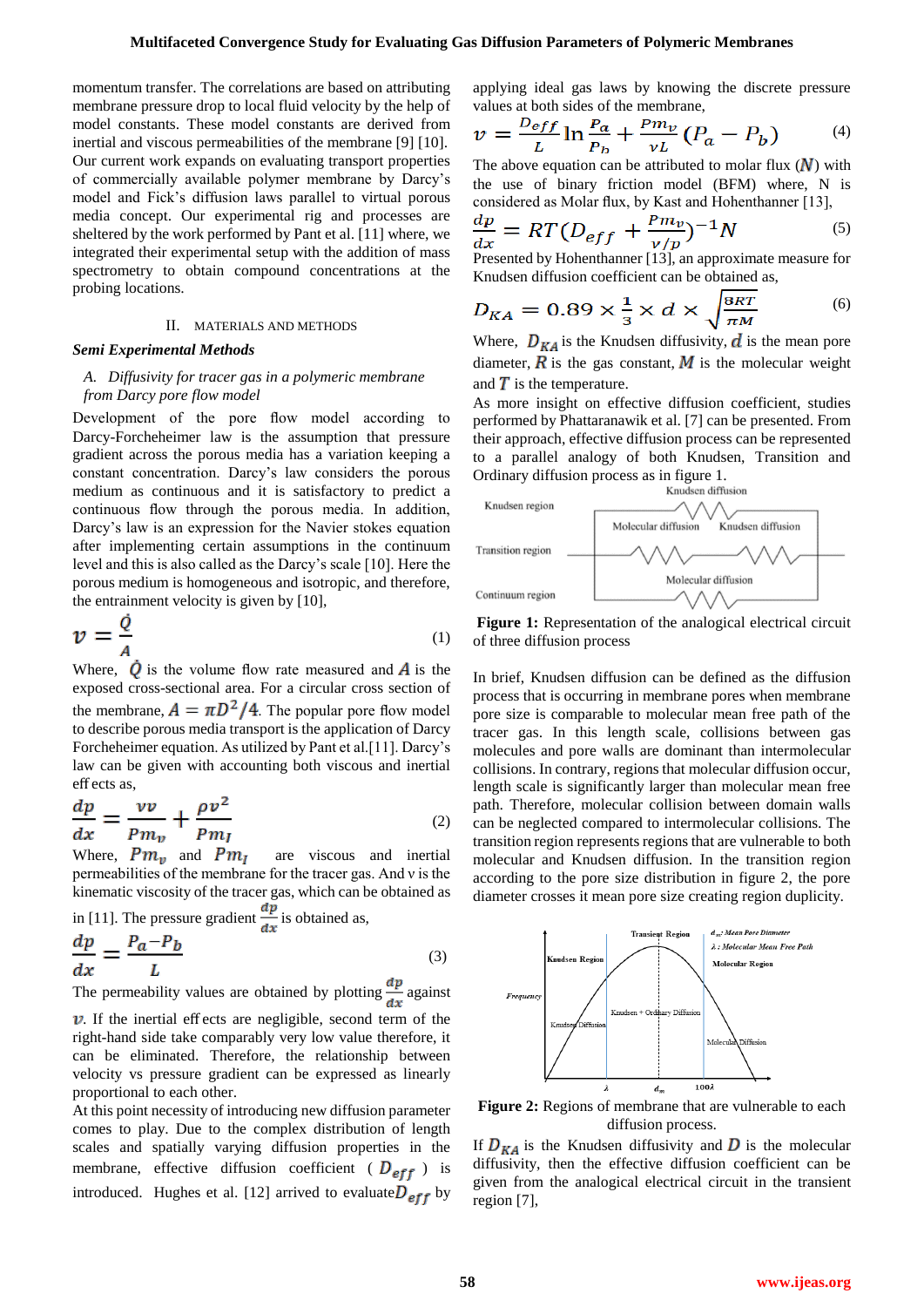momentum transfer. The correlations are based on attributing membrane pressure drop to local fluid velocity by the help of model constants. These model constants are derived from inertial and viscous permeabilities of the membrane [9] [10]. Our current work expands on evaluating transport properties of commercially available polymer membrane by Darcy's model and Fick's diffusion laws parallel to virtual porous media concept. Our experimental rig and processes are sheltered by the work performed by Pant et al. [11] where, we integrated their experimental setup with the addition of mass spectrometry to obtain compound concentrations at the probing locations.

## II. MATERIALS AND METHODS

### *Semi Experimental Methods*

#### *A. Diffusivity for tracer gas in a polymeric membrane from Darcy pore flow model*

Development of the pore flow model according to Darcy-Forcheheimer law is the assumption that pressure gradient across the porous media has a variation keeping a constant concentration. Darcy's law considers the porous medium as continuous and it is satisfactory to predict a continuous flow through the porous media. In addition, Darcy's law is an expression for the Navier stokes equation after implementing certain assumptions in the continuum level and this is also called as the Darcy's scale [10]. Here the porous medium is homogeneous and isotropic, and therefore, the entrainment velocity is given by [10],

$$v = \frac{\dot{Q}}{A} \tag{1}$$

Where, $\dot{Q}$ is the volume flow rate measured and $A$ is the exposed cross-sectional area. For a circular cross section of the membrane, $A = \pi D^2/4$. The popular pore flow model to describe porous media transport is the application of Darcy Forcheheimer equation. As utilized by Pant et al.[11]. Darcy's law can be given with accounting both viscous and inertial effects as,

$$\frac{dp}{dx} = \frac{\nu v}{Pm_v} + \frac{\rho v^2}{Pm_I} \tag{2}$$

Where, $Pm_v$ and $Pm_I$ are viscous and inertial permeabilities of the membrane for the tracer gas. And v is the kinematic viscosity of the tracer gas, which can be obtained as in [11]. The pressure gradient $\frac{dp}{dx}$ is obtained as,

$$\frac{dp}{dx} = \frac{P_a - P_b}{L} \tag{3}$$

The permeability values are obtained by plotting $\frac{dp}{dx}$ against $v$. If the inertial effects are negligible, second term of the right-hand side take comparably very low value therefore, it can be eliminated. Therefore, the relationship between velocity vs pressure gradient can be expressed as linearly proportional to each other.

At this point necessity of introducing new diffusion parameter comes to play. Due to the complex distribution of length scales and spatially varying diffusion properties in the membrane, effective diffusion coefficient ( $D_{eff}$ ) is introduced. Hughes et al. [12] arrived to evaluate $D_{eff}$ by applying ideal gas laws by knowing the discrete pressure values at both sides of the membrane,

$$v = \frac{D_{eff}}{L} \ln\frac{P_a}{P_b} + \frac{Pm_v}{\nu L}(P_a - P_b) \tag{4}$$

The above equation can be attributed to molar flux ($N$) with the use of binary friction model (BFM) where, N is considered as Molar flux, by Kast and Hohenthanner [13],

$$\frac{dp}{dx} = RT\left(D_{eff} + \frac{Pm_v}{\nu/p}\right)^{-1} N \tag{5}$$

Presented by Hohenthanner [13], an approximate measure for Knudsen diffusion coefficient can be obtained as,

$$D_{KA} = 0.89 \times \frac{1}{3} \times d \times \sqrt{\frac{8RT}{\pi M}} \tag{6}$$

Where, $D_{KA}$ is the Knudsen diffusivity, $d$ is the mean pore diameter, $R$ is the gas constant, $M$ is the molecular weight and $T$ is the temperature.

As more insight on effective diffusion coefficient, studies performed by Phattaranawik et al. [7] can be presented. From their approach, effective diffusion process can be represented to a parallel analogy of both Knudsen, Transition and Ordinary diffusion process as in figure 1.

**Figure 1:** Representation of the analogical electrical circuit of three diffusion process

In brief, Knudsen diffusion can be defined as the diffusion process that is occurring in membrane pores when membrane pore size is comparable to molecular mean free path of the tracer gas. In this length scale, collisions between gas molecules and pore walls are dominant than intermolecular collisions. In contrary, regions that molecular diffusion occur, length scale is significantly larger than molecular mean free path. Therefore, molecular collision between domain walls can be neglected compared to intermolecular collisions. The transition region represents regions that are vulnerable to both molecular and Knudsen diffusion. In the transition region according to the pore size distribution in figure 2, the pore diameter crosses it mean pore size creating region duplicity.

**Figure 2:** Regions of membrane that are vulnerable to each diffusion process.

If $D_{KA}$ is the Knudsen diffusivity and $D$ is the molecular diffusivity, then the effective diffusion coefficient can be given from the analogical electrical circuit in the transient region [7],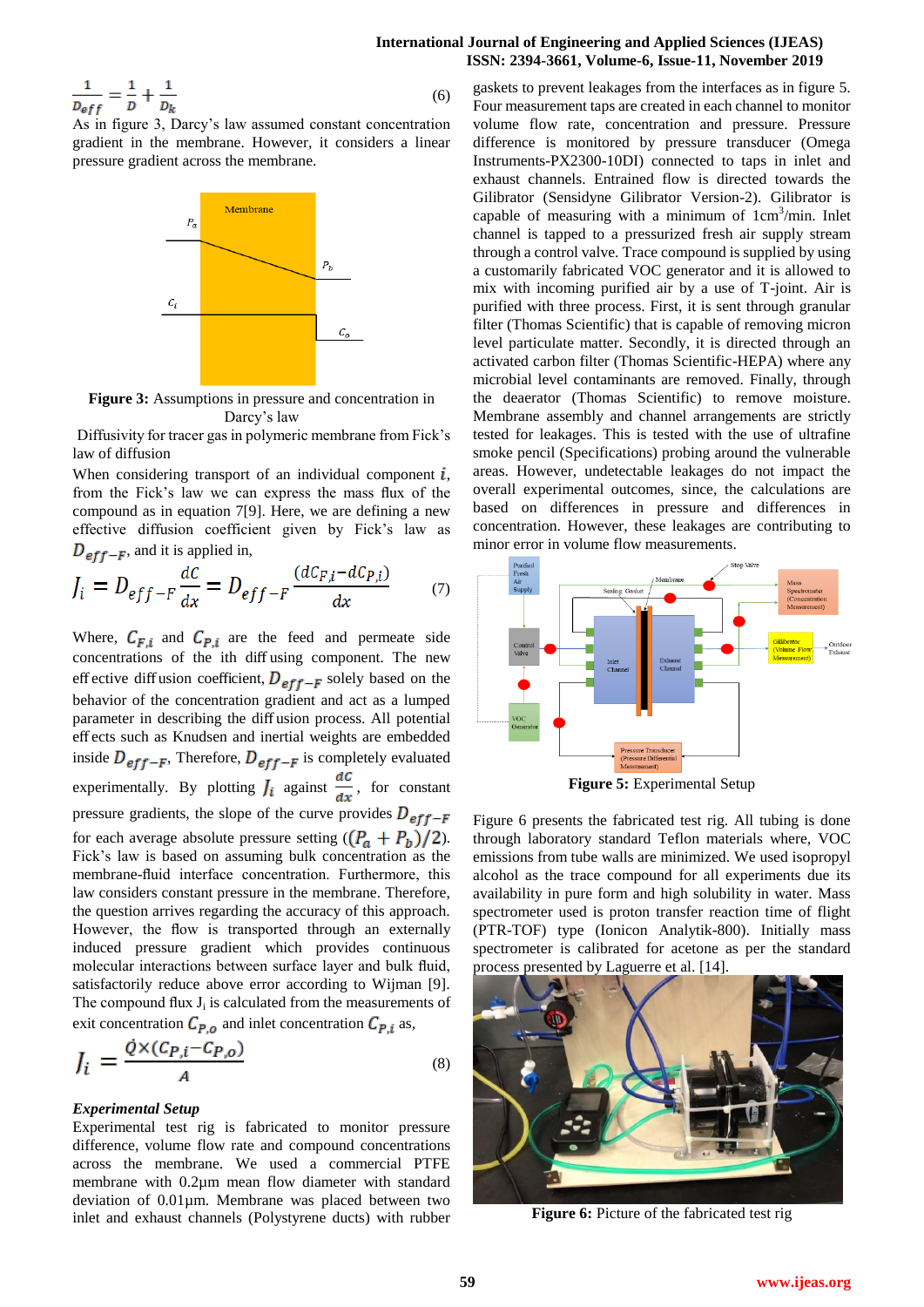$$\frac{1}{D_{eff}} = \frac{1}{D} + \frac{1}{D_k} \tag{6}$$

As in figure 3, Darcy's law assumed constant concentration gradient in the membrane. However, it considers a linear pressure gradient across the membrane.

**Figure 3:** Assumptions in pressure and concentration in Darcy's law

Diffusivity for tracer gas in polymeric membrane from Fick's law of diffusion

When considering transport of an individual component $i$, from the Fick's law we can express the mass flux of the compound as in equation 7[9]. Here, we are defining a new effective diffusion coefficient given by Fick's law as $D_{eff-F}$, and it is applied in,

$$J_i = D_{eff-F}\frac{dC}{dx} = D_{eff-F}\frac{(dC_{F,i} - dC_{P,i})}{dx} \tag{7}$$

Where, $C_{F,i}$ and $C_{P,i}$ are the feed and permeate side concentrations of the ith diffusing component. The new effective diffusion coefficient, $D_{eff-F}$ solely based on the behavior of the concentration gradient and act as a lumped parameter in describing the diffusion process. All potential effects such as Knudsen and inertial weights are embedded inside $D_{eff-F}$. Therefore, $D_{eff-F}$ is completely evaluated experimentally. By plotting $J_i$ against $\frac{dC}{dx}$, for constant pressure gradients, the slope of the curve provides $D_{eff-F}$ for each average absolute pressure setting ($(P_a + P_b)/2$). Fick's law is based on assuming bulk concentration as the membrane-fluid interface concentration. Furthermore, this law considers constant pressure in the membrane. Therefore, the question arrives regarding the accuracy of this approach. However, the flow is transported through an externally induced pressure gradient which provides continuous molecular interactions between surface layer and bulk fluid, satisfactorily reduce above error according to Wijman [9]. The compound flux $J_i$ is calculated from the measurements of exit concentration $C_{P,o}$ and inlet concentration $C_{P,i}$ as,

$$J_i = \frac{\dot{Q} \times (C_{P,i} - C_{P,o})}{A} \tag{8}$$

***Experimental Setup***

Experimental test rig is fabricated to monitor pressure difference, volume flow rate and compound concentrations across the membrane. We used a commercial PTFE membrane with 0.2µm mean flow diameter with standard deviation of 0.01µm. Membrane was placed between two inlet and exhaust channels (Polystyrene ducts) with rubber gaskets to prevent leakages from the interfaces as in figure 5. Four measurement taps are created in each channel to monitor volume flow rate, concentration and pressure. Pressure difference is monitored by pressure transducer (Omega Instruments-PX2300-10DI) connected to taps in inlet and exhaust channels. Entrained flow is directed towards the Gilibrator (Sensidyne Gilibrator Version-2). Gilibrator is capable of measuring with a minimum of 1cm$^3$/min. Inlet channel is tapped to a pressurized fresh air supply stream through a control valve. Trace compound is supplied by using a customarily fabricated VOC generator and it is allowed to mix with incoming purified air by a use of T-joint. Air is purified with three process. First, it is sent through granular filter (Thomas Scientific) that is capable of removing micron level particulate matter. Secondly, it is directed through an activated carbon filter (Thomas Scientific-HEPA) where any microbial level contaminants are removed. Finally, through the deaerator (Thomas Scientific) to remove moisture. Membrane assembly and channel arrangements are strictly tested for leakages. This is tested with the use of ultrafine smoke pencil (Specifications) probing around the vulnerable areas. However, undetectable leakages do not impact the overall experimental outcomes, since, the calculations are based on differences in pressure and differences in concentration. However, these leakages are contributing to minor error in volume flow measurements.

**Figure 5:** Experimental Setup

Figure 6 presents the fabricated test rig. All tubing is done through laboratory standard Teflon materials where, VOC emissions from tube walls are minimized. We used isopropyl alcohol as the trace compound for all experiments due its availability in pure form and high solubility in water. Mass spectrometer used is proton transfer reaction time of flight (PTR-TOF) type (Ionicon Analytik-800). Initially mass spectrometer is calibrated for acetone as per the standard process presented by Laguerre et al. [14].

**Figure 6:** Picture of the fabricated test rig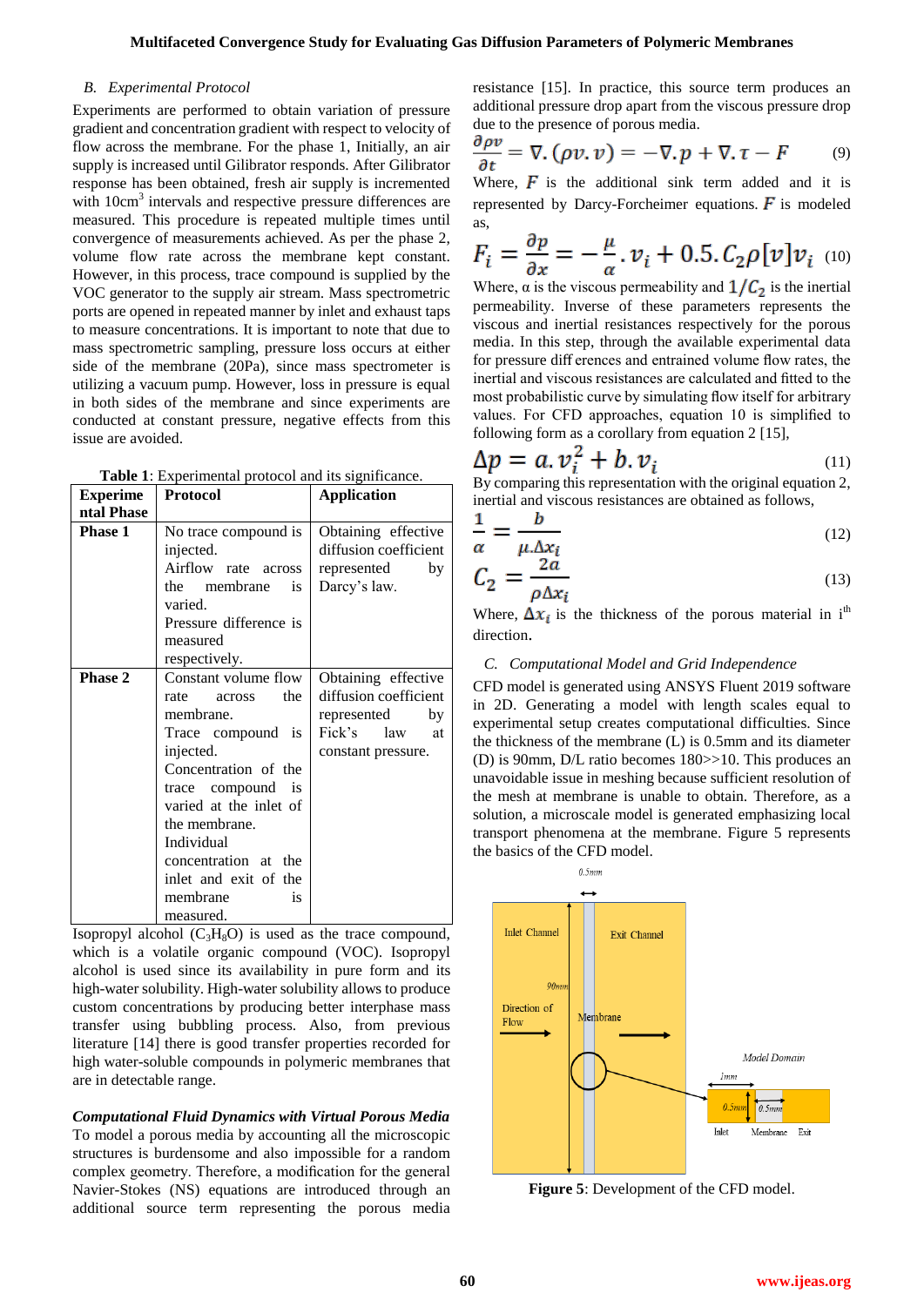### B. Experimental Protocol

Experiments are performed to obtain variation of pressure gradient and concentration gradient with respect to velocity of flow across the membrane. For the phase 1, Initially, an air supply is increased until Gilibrator responds. After Gilibrator response has been obtained, fresh air supply is incremented with 10cm$^3$ intervals and respective pressure differences are measured. This procedure is repeated multiple times until convergence of measurements achieved. As per the phase 2, volume flow rate across the membrane kept constant. However, in this process, trace compound is supplied by the VOC generator to the supply air stream. Mass spectrometric ports are opened in repeated manner by inlet and exhaust taps to measure concentrations. It is important to note that due to mass spectrometric sampling, pressure loss occurs at either side of the membrane (20Pa), since mass spectrometer is utilizing a vacuum pump. However, loss in pressure is equal in both sides of the membrane and since experiments are conducted at constant pressure, negative effects from this issue are avoided.

**Table 1**: Experimental protocol and its significance.

| Experimental Phase | Protocol | Application |
|---|---|---|
| **Phase 1** | No trace compound is injected. Airflow rate across the membrane is varied. Pressure difference is measured respectively. | Obtaining effective diffusion coefficient represented by Darcy's law. |
| **Phase 2** | Constant volume flow rate across the membrane. Trace compound is injected. Concentration of the trace compound is varied at the inlet of the membrane. Individual concentration at the inlet and exit of the membrane is measured. | Obtaining effective diffusion coefficient represented by Fick's law at constant pressure. |

Isopropyl alcohol ($C_3H_8O$) is used as the trace compound, which is a volatile organic compound (VOC). Isopropyl alcohol is used since its availability in pure form and its high-water solubility. High-water solubility allows to produce custom concentrations by producing better interphase mass transfer using bubbling process. Also, from previous literature [14] there is good transfer properties recorded for high water-soluble compounds in polymeric membranes that are in detectable range.

***Computational Fluid Dynamics with Virtual Porous Media***

To model a porous media by accounting all the microscopic structures is burdensome and also impossible for a random complex geometry. Therefore, a modification for the general Navier-Stokes (NS) equations are introduced through an additional source term representing the porous media resistance [15]. In practice, this source term produces an additional pressure drop apart from the viscous pressure drop due to the presence of porous media.

$$\frac{\partial \rho v}{\partial t} = \nabla.(\rho v.v) = -\nabla.p + \nabla.\tau - F \tag{9}$$

Where, $F$ is the additional sink term added and it is represented by Darcy-Forcheimer equations. $F$ is modeled as,

$$F_i = \frac{\partial p}{\partial x} = -\frac{\mu}{\alpha}.v_i + 0.5.C_2\rho[v]v_i \tag{10}$$

Where, α is the viscous permeability and $1/C_2$ is the inertial permeability. Inverse of these parameters represents the viscous and inertial resistances respectively for the porous media. In this step, through the available experimental data for pressure differences and entrained volume flow rates, the inertial and viscous resistances are calculated and fitted to the most probabilistic curve by simulating flow itself for arbitrary values. For CFD approaches, equation 10 is simplified to following form as a corollary from equation 2 [15],

$$\Delta p = a.v_i^2 + b.v_i \tag{11}$$

By comparing this representation with the original equation 2, inertial and viscous resistances are obtained as follows,

$$\frac{1}{\alpha} = \frac{b}{\mu.\Delta x_i} \tag{12}$$

$$C_2 = \frac{2a}{\rho \Delta x_i} \tag{13}$$

Where, $\Delta x_i$ is the thickness of the porous material in i$^{th}$ direction.

### C. Computational Model and Grid Independence

CFD model is generated using ANSYS Fluent 2019 software in 2D. Generating a model with length scales equal to experimental setup creates computational difficulties. Since the thickness of the membrane (L) is 0.5mm and its diameter (D) is 90mm, D/L ratio becomes 180>>10. This produces an unavoidable issue in meshing because sufficient resolution of the mesh at membrane is unable to obtain. Therefore, as a solution, a microscale model is generated emphasizing local transport phenomena at the membrane. Figure 5 represents the basics of the CFD model.

**Figure 5**: Development of the CFD model.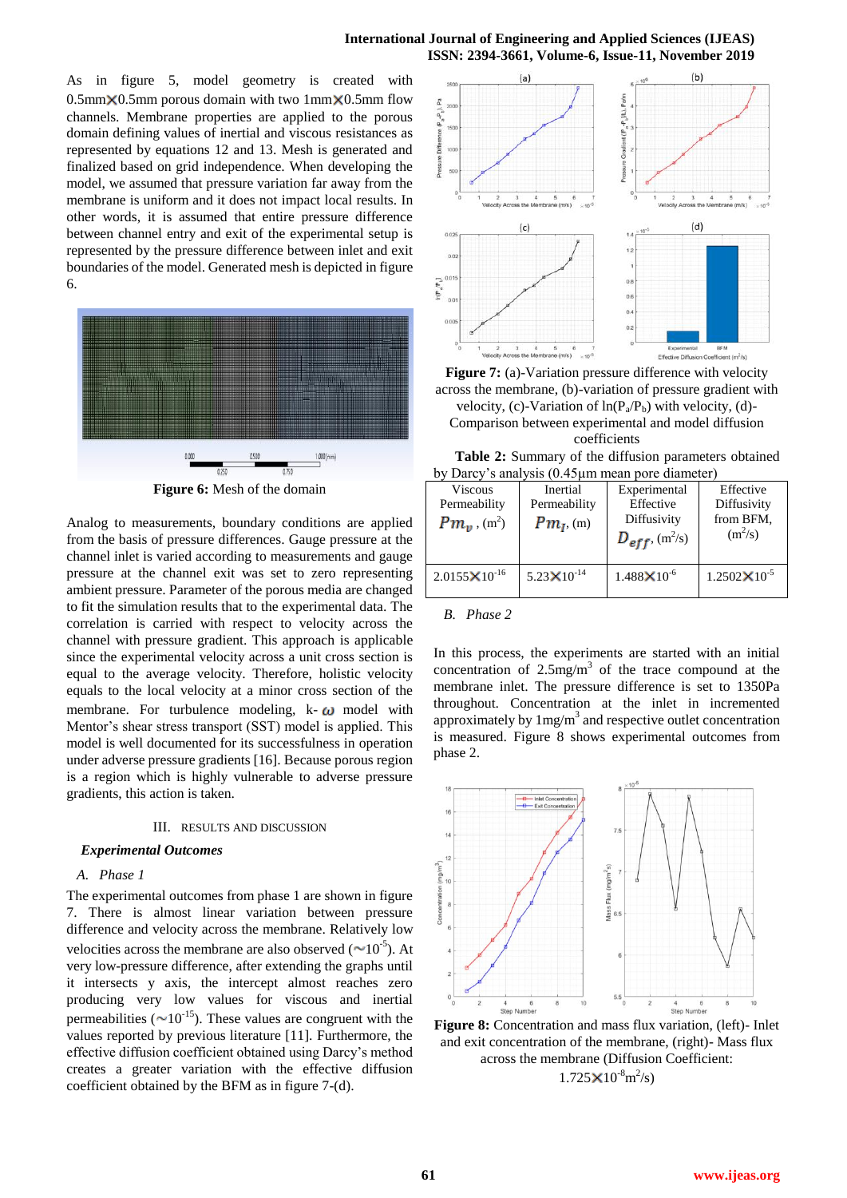As in figure 5, model geometry is created with 0.5mm×0.5mm porous domain with two 1mm×0.5mm flow channels. Membrane properties are applied to the porous domain defining values of inertial and viscous resistances as represented by equations 12 and 13. Mesh is generated and finalized based on grid independence. When developing the model, we assumed that pressure variation far away from the membrane is uniform and it does not impact local results. In other words, it is assumed that entire pressure difference between channel entry and exit of the experimental setup is represented by the pressure difference between inlet and exit boundaries of the model. Generated mesh is depicted in figure 6.

**Figure 6:** Mesh of the domain

Analog to measurements, boundary conditions are applied from the basis of pressure differences. Gauge pressure at the channel inlet is varied according to measurements and gauge pressure at the channel exit was set to zero representing ambient pressure. Parameter of the porous media are changed to fit the simulation results that to the experimental data. The correlation is carried with respect to velocity across the channel with pressure gradient. This approach is applicable since the experimental velocity across a unit cross section is equal to the average velocity. Therefore, holistic velocity equals to the local velocity at a minor cross section of the membrane. For turbulence modeling, k- $\omega$ model with Mentor's shear stress transport (SST) model is applied. This model is well documented for its successfulness in operation under adverse pressure gradients [16]. Because porous region is a region which is highly vulnerable to adverse pressure gradients, this action is taken.

## III. Results and Discussion

### *Experimental Outcomes*

#### *A. Phase 1*

The experimental outcomes from phase 1 are shown in figure 7. There is almost linear variation between pressure difference and velocity across the membrane. Relatively low velocities across the membrane are also observed ($\sim 10^{-5}$). At very low-pressure difference, after extending the graphs until it intersects y axis, the intercept almost reaches zero producing very low values for viscous and inertial permeabilities ($\sim 10^{-15}$). These values are congruent with the values reported by previous literature [11]. Furthermore, the effective diffusion coefficient obtained using Darcy's method creates a greater variation with the effective diffusion coefficient obtained by the BFM as in figure 7-(d).

**Figure 7:** (a)-Variation pressure difference with velocity across the membrane, (b)-variation of pressure gradient with velocity, (c)-Variation of $\ln(P_a/P_b)$ with velocity, (d)-Comparison between experimental and model diffusion coefficients

**Table 2:** Summary of the diffusion parameters obtained by Darcy's analysis (0.45μm mean pore diameter)

| Viscous Permeability $Pm_v$, ($m^2$) | Inertial Permeability $Pm_I$, (m) | Experimental Effective Diffusivity $D_{eff}$, ($m^2$/s) | Effective Diffusivity from BFM, ($m^2$/s) |
|---|---|---|---|
| $2.0155\times10^{-16}$ | $5.23\times10^{-14}$ | $1.488\times10^{-6}$ | $1.2502\times10^{-5}$ |

#### *B. Phase 2*

In this process, the experiments are started with an initial concentration of 2.5mg/$m^3$ of the trace compound at the membrane inlet. The pressure difference is set to 1350Pa throughout. Concentration at the inlet in incremented approximately by 1mg/$m^3$ and respective outlet concentration is measured. Figure 8 shows experimental outcomes from phase 2.

**Figure 8:** Concentration and mass flux variation, (left)- Inlet and exit concentration of the membrane, (right)- Mass flux across the membrane (Diffusion Coefficient: $1.725\times10^{-8}m^2/s$)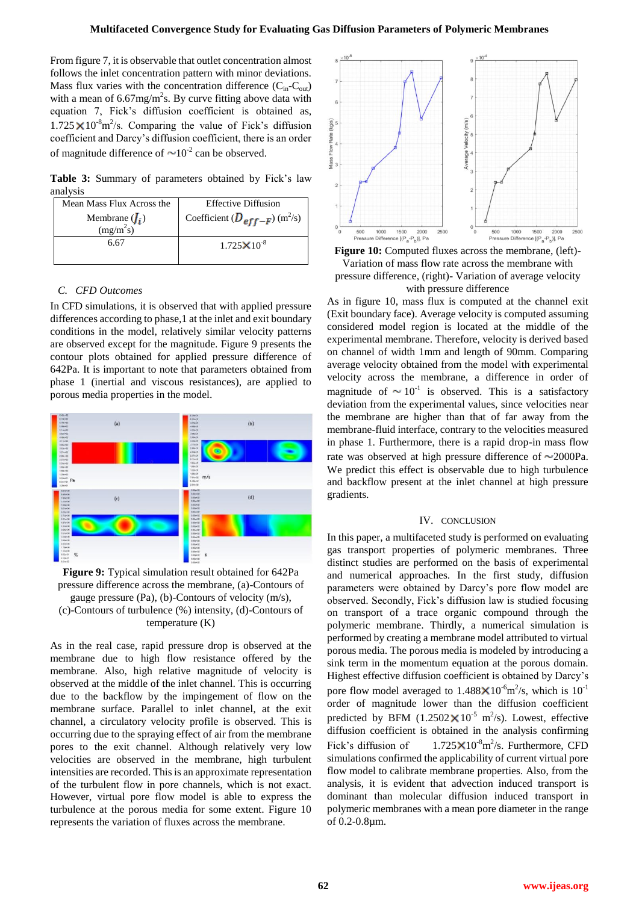From figure 7, it is observable that outlet concentration almost follows the inlet concentration pattern with minor deviations. Mass flux varies with the concentration difference ($C_{in}$-$C_{out}$) with a mean of 6.67mg/m$^2$s. By curve fitting above data with equation 7, Fick's diffusion coefficient is obtained as, $1.725\times10^{-8}$m$^2$/s. Comparing the value of Fick's diffusion coefficient and Darcy's diffusion coefficient, there is an order of magnitude difference of $\sim10^{-2}$ can be observed.

**Table 3:** Summary of parameters obtained by Fick's law analysis

| Mean Mass Flux Across the Membrane ($J_i$) (mg/m$^2$s) | Effective Diffusion Coefficient ($D_{eff-F}$) (m$^2$/s) |
|---|---|
| 6.67 | $1.725\times10^{-8}$ |

### C. CFD Outcomes

In CFD simulations, it is observed that with applied pressure differences according to phase,1 at the inlet and exit boundary conditions in the model, relatively similar velocity patterns are observed except for the magnitude. Figure 9 presents the contour plots obtained for applied pressure difference of 642Pa. It is important to note that parameters obtained from phase 1 (inertial and viscous resistances), are applied to porous media properties in the model.

**Figure 9:** Typical simulation result obtained for 642Pa pressure difference across the membrane, (a)-Contours of gauge pressure (Pa), (b)-Contours of velocity (m/s), (c)-Contours of turbulence (%) intensity, (d)-Contours of temperature (K)

As in the real case, rapid pressure drop is observed at the membrane due to high flow resistance offered by the membrane. Also, high relative magnitude of velocity is observed at the middle of the inlet channel. This is occurring due to the backflow by the impingement of flow on the membrane surface. Parallel to inlet channel, at the exit channel, a circulatory velocity profile is observed. This is occurring due to the spraying effect of air from the membrane pores to the exit channel. Although relatively very low velocities are observed in the membrane, high turbulent intensities are recorded. This is an approximate representation of the turbulent flow in pore channels, which is not exact. However, virtual pore flow model is able to express the turbulence at the porous media for some extent. Figure 10 represents the variation of fluxes across the membrane.

**Figure 10:** Computed fluxes across the membrane, (left)-Variation of mass flow rate across the membrane with pressure difference, (right)- Variation of average velocity with pressure difference

As in figure 10, mass flux is computed at the channel exit (Exit boundary face). Average velocity is computed assuming considered model region is located at the middle of the experimental membrane. Therefore, velocity is derived based on channel of width 1mm and length of 90mm. Comparing average velocity obtained from the model with experimental velocity across the membrane, a difference in order of magnitude of $\sim10^{-1}$ is observed. This is a satisfactory deviation from the experimental values, since velocities near the membrane are higher than that of far away from the membrane-fluid interface, contrary to the velocities measured in phase 1. Furthermore, there is a rapid drop-in mass flow rate was observed at high pressure difference of $\sim$2000Pa. We predict this effect is observable due to high turbulence and backflow present at the inlet channel at high pressure gradients.

## IV. Conclusion

In this paper, a multifaceted study is performed on evaluating gas transport properties of polymeric membranes. Three distinct studies are performed on the basis of experimental and numerical approaches. In the first study, diffusion parameters were obtained by Darcy's pore flow model are observed. Secondly, Fick's diffusion law is studied focusing on transport of a trace organic compound through the polymeric membrane. Thirdly, a numerical simulation is performed by creating a membrane model attributed to virtual porous media. The porous media is modeled by introducing a sink term in the momentum equation at the porous domain. Highest effective diffusion coefficient is obtained by Darcy's pore flow model averaged to $1.488\times10^{-6}$m$^2$/s, which is $10^{-1}$ order of magnitude lower than the diffusion coefficient predicted by BFM ($1.2502\times10^{-5}$ m$^2$/s). Lowest, effective diffusion coefficient is obtained in the analysis confirming Fick's diffusion of $1.725\times10^{-8}$m$^2$/s. Furthermore, CFD simulations confirmed the applicability of current virtual pore flow model to calibrate membrane properties. Also, from the analysis, it is evident that advection induced transport is dominant than molecular diffusion induced transport in polymeric membranes with a mean pore diameter in the range of 0.2-0.8µm.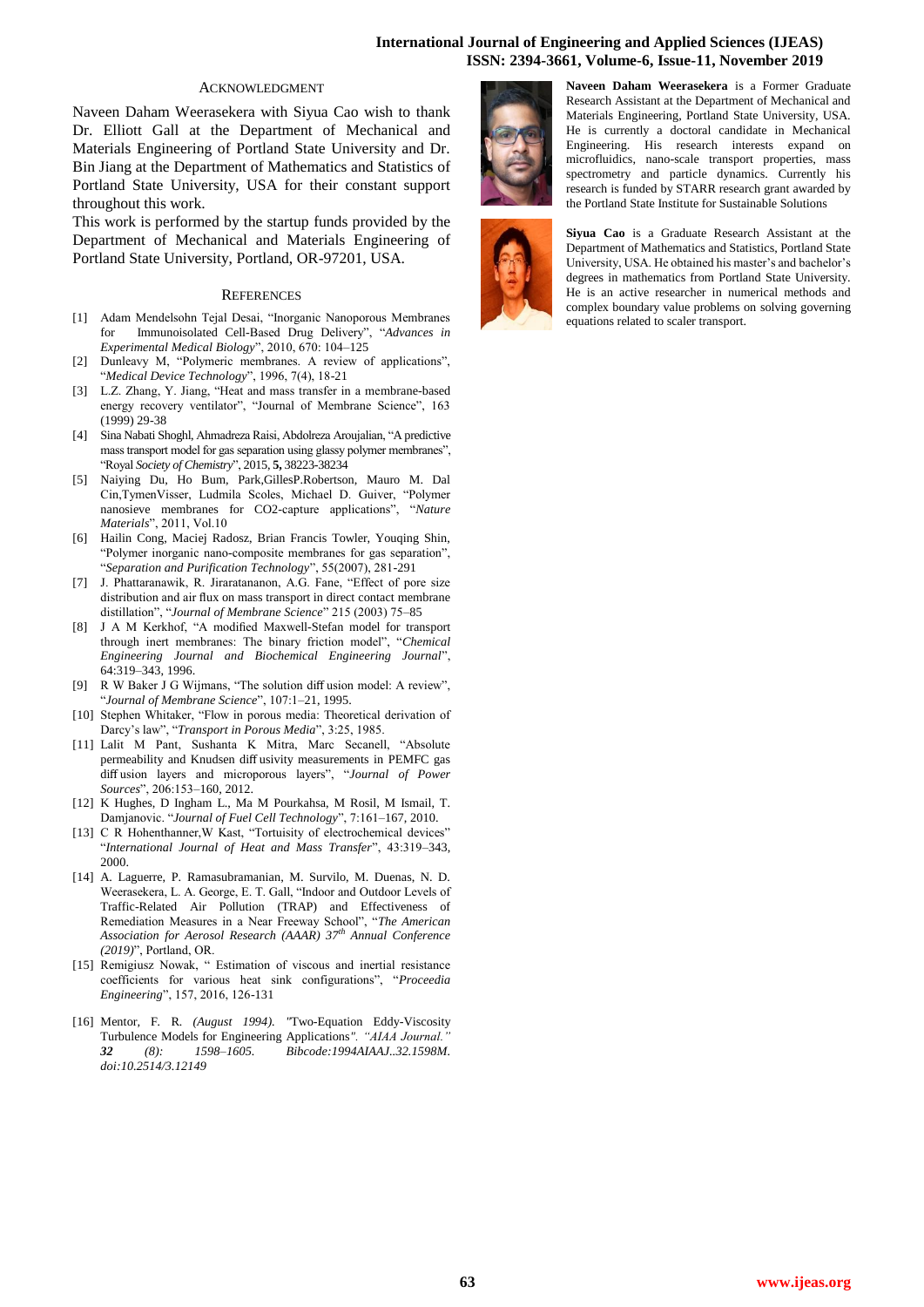## ACKNOWLEDGMENT

Naveen Daham Weerasekera with Siyua Cao wish to thank Dr. Elliott Gall at the Department of Mechanical and Materials Engineering of Portland State University and Dr. Bin Jiang at the Department of Mathematics and Statistics of Portland State University, USA for their constant support throughout this work.

This work is performed by the startup funds provided by the Department of Mechanical and Materials Engineering of Portland State University, Portland, OR-97201, USA.

## REFERENCES

- [1] Adam Mendelsohn Tejal Desai, "Inorganic Nanoporous Membranes for Immunoisolated Cell-Based Drug Delivery", "*Advances in Experimental Medical Biology*", 2010, 670: 104–125
- [2] Dunleavy M, "Polymeric membranes. A review of applications", "*Medical Device Technology*", 1996, 7(4), 18-21
- [3] L.Z. Zhang, Y. Jiang, "Heat and mass transfer in a membrane-based energy recovery ventilator", "Journal of Membrane Science", 163 (1999) 29-38
- [4] Sina Nabati Shoghl, Ahmadreza Raisi, Abdolreza Aroujalian, "A predictive mass transport model for gas separation using glassy polymer membranes", "Royal *Society of Chemistry*", 2015, **5,** 38223-38234
- [5] Naiying Du, Ho Bum, Park,GillesP.Robertson, Mauro M. Dal Cin,TymenVisser, Ludmila Scoles, Michael D. Guiver, "Polymer nanosieve membranes for CO2-capture applications", "*Nature Materials*", 2011, Vol.10
- [6] Hailin Cong, Maciej Radosz, Brian Francis Towler, Youqing Shin, "Polymer inorganic nano-composite membranes for gas separation", "*Separation and Purification Technology*", 55(2007), 281-291
- [7] J. Phattaranawik, R. Jiraratananon, A.G. Fane, "Effect of pore size distribution and air flux on mass transport in direct contact membrane distillation", "*Journal of Membrane Science*" 215 (2003) 75–85
- [8] J A M Kerkhof, "A modified Maxwell-Stefan model for transport through inert membranes: The binary friction model", "*Chemical Engineering Journal and Biochemical Engineering Journal*", 64:319–343, 1996.
- [9] R W Baker J G Wijmans, "The solution diff usion model: A review", "*Journal of Membrane Science*", 107:1–21, 1995.
- [10] Stephen Whitaker, "Flow in porous media: Theoretical derivation of Darcy's law", "*Transport in Porous Media*", 3:25, 1985.
- [11] Lalit M Pant, Sushanta K Mitra, Marc Secanell, "Absolute permeability and Knudsen diff usivity measurements in PEMFC gas diff usion layers and microporous layers", "*Journal of Power Sources*", 206:153–160, 2012.
- [12] K Hughes, D Ingham L., Ma M Pourkahsa, M Rosil, M Ismail, T. Damjanovic. "*Journal of Fuel Cell Technology*", 7:161–167, 2010.
- [13] C R Hohenthanner,W Kast, "Tortuisity of electrochemical devices" "*International Journal of Heat and Mass Transfer*", 43:319–343, 2000.
- [14] A. Laguerre, P. Ramasubramanian, M. Survilo, M. Duenas, N. D. Weerasekera, L. A. George, E. T. Gall, "Indoor and Outdoor Levels of Traffic-Related Air Pollution (TRAP) and Effectiveness of Remediation Measures in a Near Freeway School", "*The American Association for Aerosol Research (AAAR) 37th Annual Conference (2019)*", Portland, OR.
- [15] Remigiusz Nowak, " Estimation of viscous and inertial resistance coefficients for various heat sink configurations", "*Proceedia Engineering*", 157, 2016, 126-131
- [16] Mentor, F. R. *(August 1994).* "Two-Equation Eddy-Viscosity Turbulence Models for Engineering Applications*". "AIAA Journal."* ***32*** *(8): 1598–1605. Bibcode:1994AIAAJ..32.1598M. doi:10.2514/3.12149*

**Naveen Daham Weerasekera** is a Former Graduate Research Assistant at the Department of Mechanical and Materials Engineering, Portland State University, USA. He is currently a doctoral candidate in Mechanical Engineering. His research interests expand on microfluidics, nano-scale transport properties, mass spectrometry and particle dynamics. Currently his research is funded by STARR research grant awarded by the Portland State Institute for Sustainable Solutions

**Siyua Cao** is a Graduate Research Assistant at the Department of Mathematics and Statistics, Portland State University, USA. He obtained his master's and bachelor's degrees in mathematics from Portland State University. He is an active researcher in numerical methods and complex boundary value problems on solving governing equations related to scaler transport.